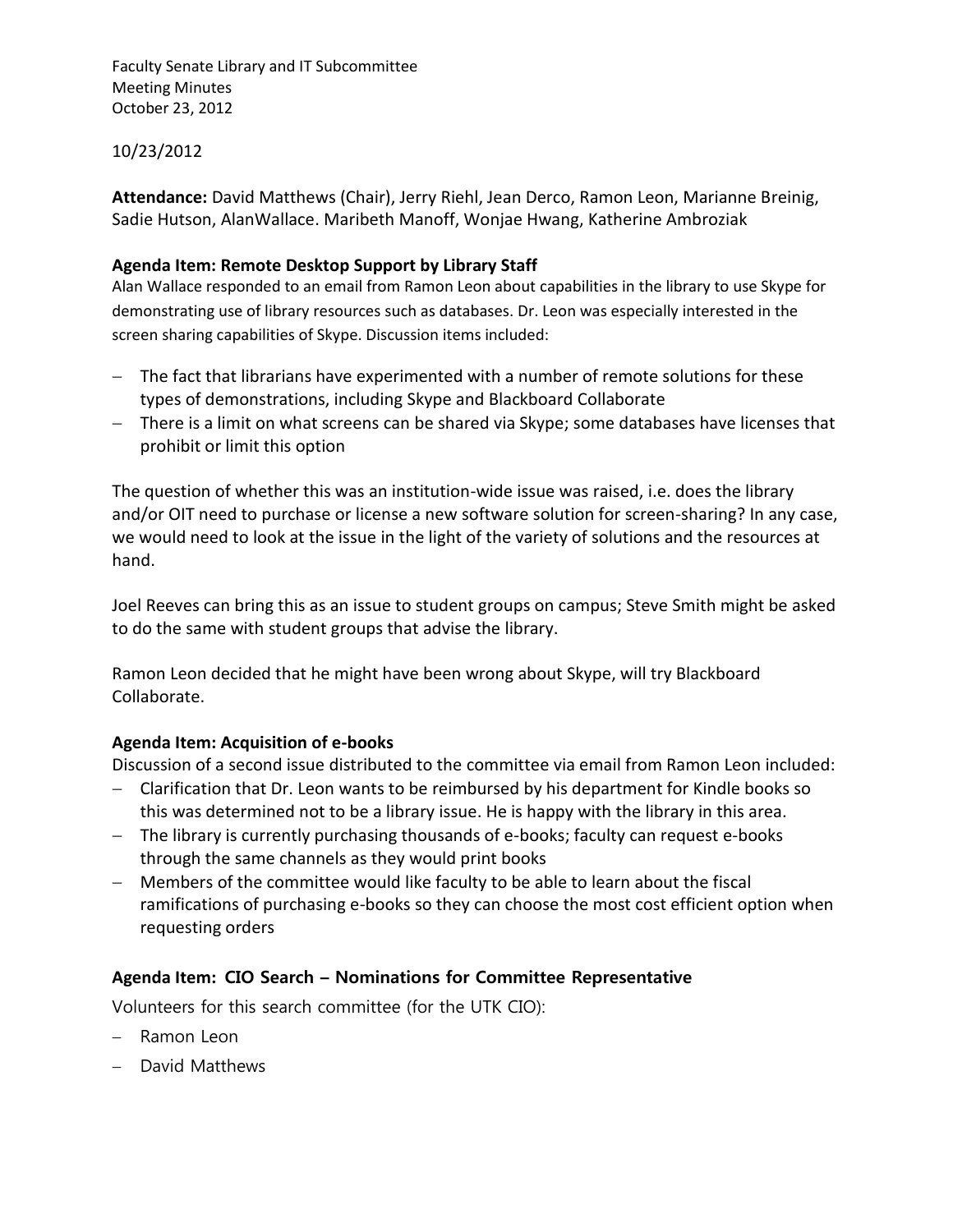Faculty Senate Library and IT Subcommittee
Meeting Minutes
October 23, 2012

10/23/2012

**Attendance:** David Matthews (Chair), Jerry Riehl, Jean Derco, Ramon Leon, Marianne Breinig, Sadie Hutson, AlanWallace. Maribeth Manoff, Wonjae Hwang, Katherine Ambroziak

**Agenda Item: Remote Desktop Support by Library Staff**

Alan Wallace responded to an email from Ramon Leon about capabilities in the library to use Skype for demonstrating use of library resources such as databases. Dr. Leon was especially interested in the screen sharing capabilities of Skype. Discussion items included:

- The fact that librarians have experimented with a number of remote solutions for these types of demonstrations, including Skype and Blackboard Collaborate
- There is a limit on what screens can be shared via Skype; some databases have licenses that prohibit or limit this option

The question of whether this was an institution-wide issue was raised, i.e. does the library and/or OIT need to purchase or license a new software solution for screen-sharing? In any case, we would need to look at the issue in the light of the variety of solutions and the resources at hand.

Joel Reeves can bring this as an issue to student groups on campus; Steve Smith might be asked to do the same with student groups that advise the library.

Ramon Leon decided that he might have been wrong about Skype, will try Blackboard Collaborate.

**Agenda Item: Acquisition of e-books**

Discussion of a second issue distributed to the committee via email from Ramon Leon included:

- Clarification that Dr. Leon wants to be reimbursed by his department for Kindle books so this was determined not to be a library issue. He is happy with the library in this area.
- The library is currently purchasing thousands of e-books; faculty can request e-books through the same channels as they would print books
- Members of the committee would like faculty to be able to learn about the fiscal ramifications of purchasing e-books so they can choose the most cost efficient option when requesting orders

**Agenda Item: CIO Search – Nominations for Committee Representative**

Volunteers for this search committee (for the UTK CIO):

- Ramon Leon
- David Matthews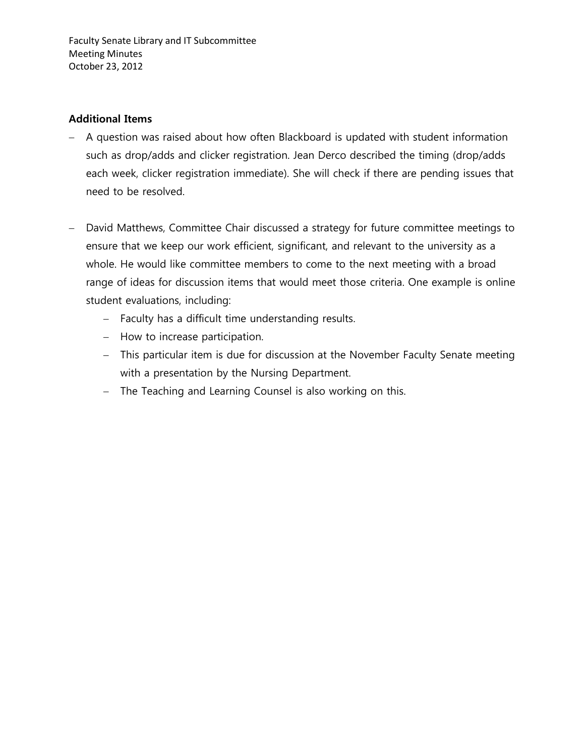### Additional Items

- A question was raised about how often Blackboard is updated with student information such as drop/adds and clicker registration. Jean Derco described the timing (drop/adds each week, clicker registration immediate). She will check if there are pending issues that need to be resolved.

- David Matthews, Committee Chair discussed a strategy for future committee meetings to ensure that we keep our work efficient, significant, and relevant to the university as a whole. He would like committee members to come to the next meeting with a broad range of ideas for discussion items that would meet those criteria. One example is online student evaluations, including:
  - Faculty has a difficult time understanding results.
  - How to increase participation.
  - This particular item is due for discussion at the November Faculty Senate meeting with a presentation by the Nursing Department.
  - The Teaching and Learning Counsel is also working on this.